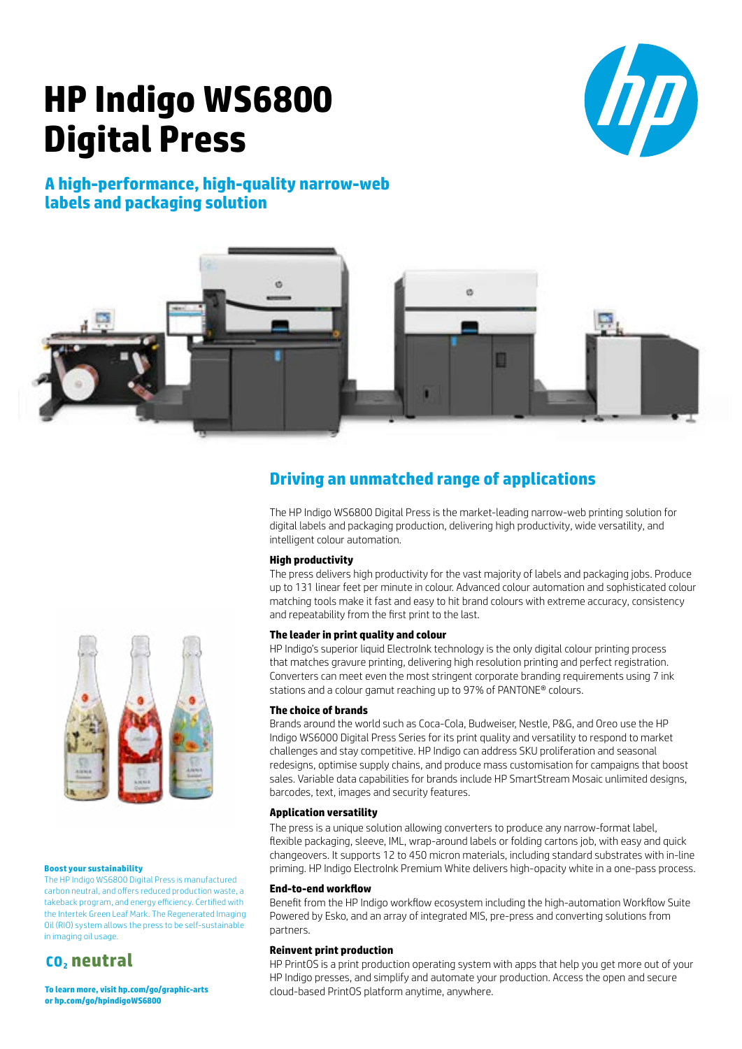# HP Indigo WS6800 Digital Press

## A high-performance, high-quality narrow-web labels and packaging solution

## Driving an unmatched range of applications

The HP Indigo WS6800 Digital Press is the market-leading narrow-web printing solution for digital labels and packaging production, delivering high productivity, wide versatility, and intelligent colour automation.

### High productivity

The press delivers high productivity for the vast majority of labels and packaging jobs. Produce up to 131 linear feet per minute in colour. Advanced colour automation and sophisticated colour matching tools make it fast and easy to hit brand colours with extreme accuracy, consistency and repeatability from the first print to the last.

### The leader in print quality and colour

HP Indigo's superior liquid ElectroInk technology is the only digital colour printing process that matches gravure printing, delivering high resolution printing and perfect registration. Converters can meet even the most stringent corporate branding requirements using 7 ink stations and a colour gamut reaching up to 97% of PANTONE® colours.

### The choice of brands

Brands around the world such as Coca-Cola, Budweiser, Nestle, P&G, and Oreo use the HP Indigo WS6000 Digital Press Series for its print quality and versatility to respond to market challenges and stay competitive. HP Indigo can address SKU proliferation and seasonal redesigns, optimise supply chains, and produce mass customisation for campaigns that boost sales. Variable data capabilities for brands include HP SmartStream Mosaic unlimited designs, barcodes, text, images and security features.

### Application versatility

The press is a unique solution allowing converters to produce any narrow-format label, flexible packaging, sleeve, IML, wrap-around labels or folding cartons job, with easy and quick changeovers. It supports 12 to 450 micron materials, including standard substrates with in-line priming. HP Indigo ElectroInk Premium White delivers high-opacity white in a one-pass process.

### End-to-end workflow

Benefit from the HP Indigo workflow ecosystem including the high-automation Workflow Suite Powered by Esko, and an array of integrated MIS, pre-press and converting solutions from partners.

### Reinvent print production

HP PrintOS is a print production operating system with apps that help you get more out of your HP Indigo presses, and simplify and automate your production. Access the open and secure cloud-based PrintOS platform anytime, anywhere.

**Boost your sustainability**

The HP Indigo WS6800 Digital Press is manufactured carbon neutral, and offers reduced production waste, a takeback program, and energy efficiency. Certified with the Intertek Green Leaf Mark. The Regenerated Imaging Oil (RIO) system allows the press to be self-sustainable in imaging oil usage.

**$CO_2$ neutral**

**To learn more, visit hp.com/go/graphic-arts or hp.com/go/hpindigoWS6800**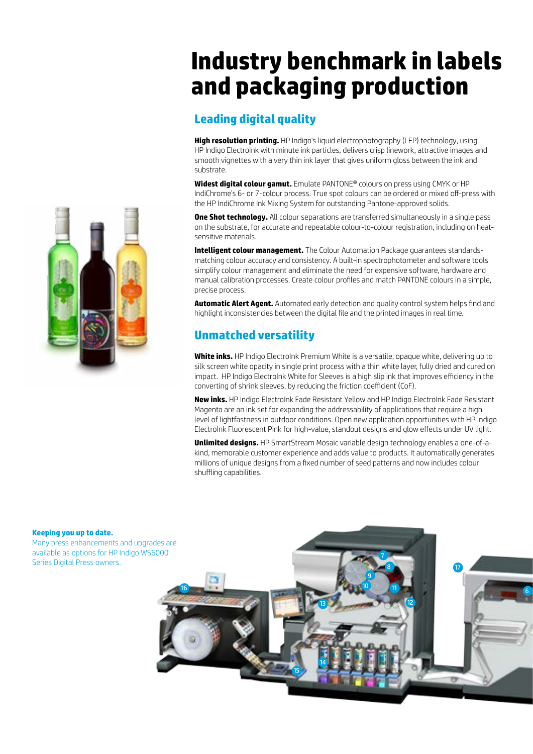# Industry benchmark in labels and packaging production

## Leading digital quality

**High resolution printing.** HP Indigo's liquid electrophotography (LEP) technology, using HP Indigo ElectroInk with minute ink particles, delivers crisp linework, attractive images and smooth vignettes with a very thin ink layer that gives uniform gloss between the ink and substrate.

**Widest digital colour gamut.** Emulate PANTONE® colours on press using CMYK or HP IndiChrome's 6- or 7-colour process. True spot colours can be ordered or mixed off-press with the HP IndiChrome Ink Mixing System for outstanding Pantone-approved solids.

**One Shot technology.** All colour separations are transferred simultaneously in a single pass on the substrate, for accurate and repeatable colour-to-colour registration, including on heat-sensitive materials.

**Intelligent colour management.** The Colour Automation Package guarantees standards-matching colour accuracy and consistency. A built-in spectrophotometer and software tools simplify colour management and eliminate the need for expensive software, hardware and manual calibration processes. Create colour profiles and match PANTONE colours in a simple, precise process.

**Automatic Alert Agent.** Automated early detection and quality control system helps find and highlight inconsistencies between the digital file and the printed images in real time.

## Unmatched versatility

**White inks.** HP Indigo ElectroInk Premium White is a versatile, opaque white, delivering up to silk screen white opacity in single print process with a thin white layer, fully dried and cured on impact. HP Indigo ElectroInk White for Sleeves is a high slip ink that improves efficiency in the converting of shrink sleeves, by reducing the friction coefficient (CoF).

**New inks.** HP Indigo ElectroInk Fade Resistant Yellow and HP Indigo ElectroInk Fade Resistant Magenta are an ink set for expanding the addressability of applications that require a high level of lightfastness in outdoor conditions. Open new application opportunities with HP Indigo ElectroInk Fluorescent Pink for high-value, standout designs and glow effects under UV light.

**Unlimited designs.** HP SmartStream Mosaic variable design technology enables a one-of-a-kind, memorable customer experience and adds value to products. It automatically generates millions of unique designs from a fixed number of seed patterns and now includes colour shuffling capabilities.

**Keeping you up to date.**
Many press enhancements and upgrades are available as options for HP Indigo WS6000 Series Digital Press owners.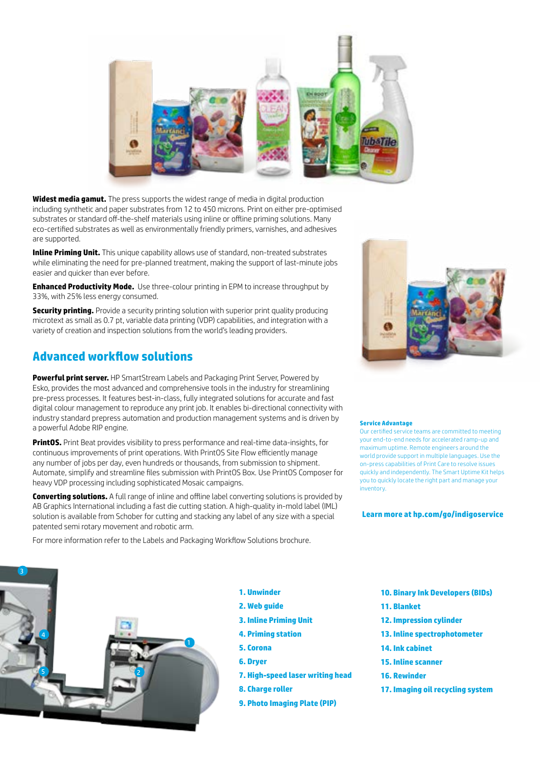**Widest media gamut.** The press supports the widest range of media in digital production including synthetic and paper substrates from 12 to 450 microns. Print on either pre-optimised substrates or standard off-the-shelf materials using inline or offline priming solutions. Many eco-certified substrates as well as environmentally friendly primers, varnishes, and adhesives are supported.

**Inline Priming Unit.** This unique capability allows use of standard, non-treated substrates while eliminating the need for pre-planned treatment, making the support of last-minute jobs easier and quicker than ever before.

**Enhanced Productivity Mode.** Use three-colour printing in EPM to increase throughput by 33%, with 25% less energy consumed.

**Security printing.** Provide a security printing solution with superior print quality producing microtext as small as 0.7 pt, variable data printing (VDP) capabilities, and integration with a variety of creation and inspection solutions from the world's leading providers.

## Advanced workflow solutions

**Powerful print server.** HP SmartStream Labels and Packaging Print Server, Powered by Esko, provides the most advanced and comprehensive tools in the industry for streamlining pre-press processes. It features best-in-class, fully integrated solutions for accurate and fast digital colour management to reproduce any print job. It enables bi-directional connectivity with industry standard prepress automation and production management systems and is driven by a powerful Adobe RIP engine.

**PrintOS.** Print Beat provides visibility to press performance and real-time data-insights, for continuous improvements of print operations. With PrintOS Site Flow efficiently manage any number of jobs per day, even hundreds or thousands, from submission to shipment. Automate, simplify and streamline files submission with PrintOS Box. Use PrintOS Composer for heavy VDP processing including sophisticated Mosaic campaigns.

**Converting solutions.** A full range of inline and offline label converting solutions is provided by AB Graphics International including a fast die cutting station. A high-quality in-mold label (IML) solution is available from Schober for cutting and stacking any label of any size with a special patented semi rotary movement and robotic arm.

For more information refer to the Labels and Packaging Workflow Solutions brochure.

**Service Advantage**

Our certified service teams are committed to meeting your end-to-end needs for accelerated ramp-up and maximum uptime. Remote engineers around the world provide support in multiple languages. Use the on-press capabilities of Print Care to resolve issues quickly and independently. The Smart Uptime Kit helps you to quickly locate the right part and manage your inventory.

**Learn more at hp.com/go/indigoservice**

1. Unwinder
2. Web guide
3. Inline Priming Unit
4. Priming station
5. Corona
6. Dryer
7. High-speed laser writing head
8. Charge roller
9. Photo Imaging Plate (PIP)
10. Binary Ink Developers (BIDs)
11. Blanket
12. Impression cylinder
13. Inline spectrophotometer
14. Ink cabinet
15. Inline scanner
16. Rewinder
17. Imaging oil recycling system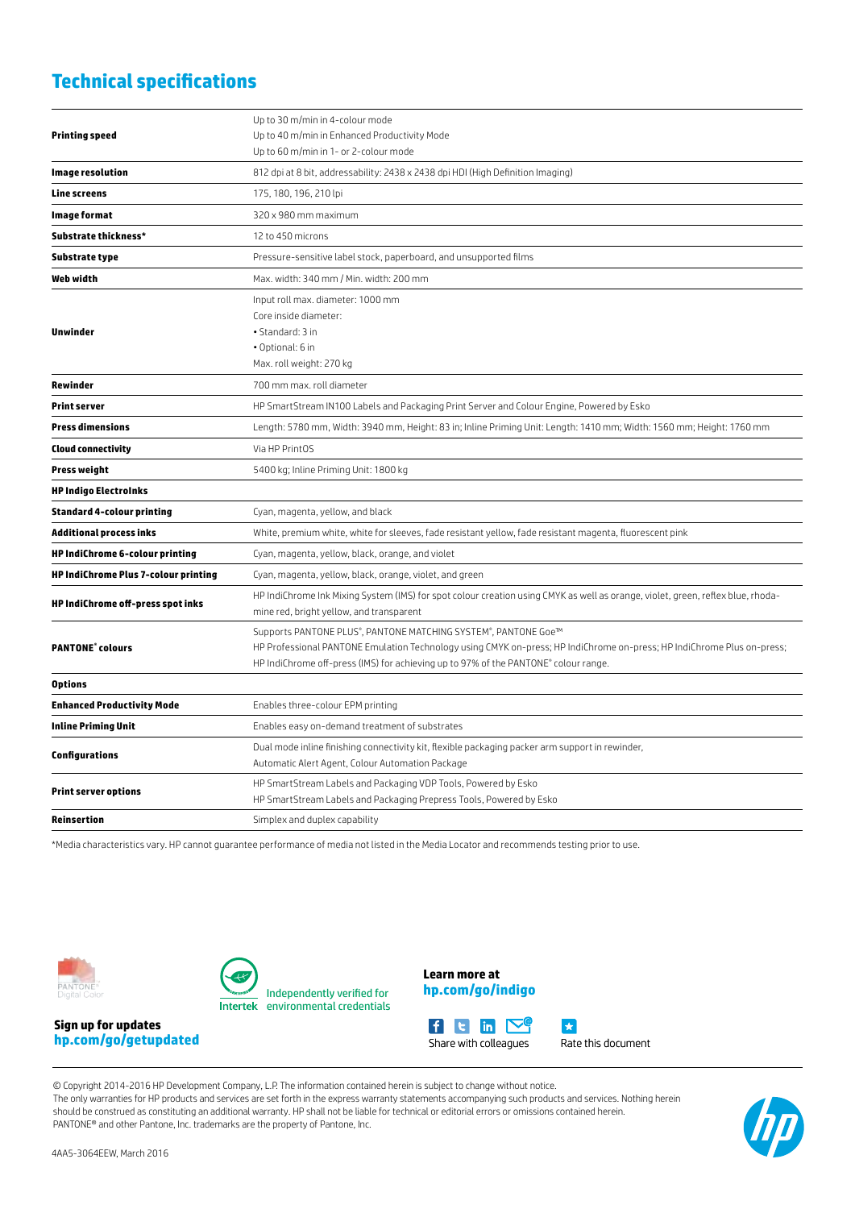## Technical specifications

| | |
|---|---|
| **Printing speed** | Up to 30 m/min in 4-colour mode<br>Up to 40 m/min in Enhanced Productivity Mode<br>Up to 60 m/min in 1- or 2-colour mode |
| **Image resolution** | 812 dpi at 8 bit, addressability: 2438 x 2438 dpi HDI (High Definition Imaging) |
| **Line screens** | 175, 180, 196, 210 lpi |
| **Image format** | 320 x 980 mm maximum |
| **Substrate thickness*** | 12 to 450 microns |
| **Substrate type** | Pressure-sensitive label stock, paperboard, and unsupported films |
| **Web width** | Max. width: 340 mm / Min. width: 200 mm |
| **Unwinder** | Input roll max. diameter: 1000 mm<br>Core inside diameter:<br>• Standard: 3 in<br>• Optional: 6 in<br>Max. roll weight: 270 kg |
| **Rewinder** | 700 mm max. roll diameter |
| **Print server** | HP SmartStream IN100 Labels and Packaging Print Server and Colour Engine, Powered by Esko |
| **Press dimensions** | Length: 5780 mm, Width: 3940 mm, Height: 83 in; Inline Priming Unit: Length: 1410 mm; Width: 1560 mm; Height: 1760 mm |
| **Cloud connectivity** | Via HP PrintOS |
| **Press weight** | 5400 kg; Inline Priming Unit: 1800 kg |
| **HP Indigo ElectroInks** | |
| **Standard 4-colour printing** | Cyan, magenta, yellow, and black |
| **Additional process inks** | White, premium white, white for sleeves, fade resistant yellow, fade resistant magenta, fluorescent pink |
| **HP IndiChrome 6-colour printing** | Cyan, magenta, yellow, black, orange, and violet |
| **HP IndiChrome Plus 7-colour printing** | Cyan, magenta, yellow, black, orange, violet, and green |
| **HP IndiChrome off-press spot inks** | HP IndiChrome Ink Mixing System (IMS) for spot colour creation using CMYK as well as orange, violet, green, reflex blue, rhodamine red, bright yellow, and transparent |
| **PANTONE® colours** | Supports PANTONE PLUS®, PANTONE MATCHING SYSTEM®, PANTONE Goe™<br>HP Professional PANTONE Emulation Technology using CMYK on-press; HP IndiChrome on-press; HP IndiChrome Plus on-press; HP IndiChrome off-press (IMS) for achieving up to 97% of the PANTONE® colour range. |
| **Options** | |
| **Enhanced Productivity Mode** | Enables three-colour EPM printing |
| **Inline Priming Unit** | Enables easy on-demand treatment of substrates |
| **Configurations** | Dual mode inline finishing connectivity kit, flexible packaging packer arm support in rewinder, Automatic Alert Agent, Colour Automation Package |
| **Print server options** | HP SmartStream Labels and Packaging VDP Tools, Powered by Esko<br>HP SmartStream Labels and Packaging Prepress Tools, Powered by Esko |
| **Reinsertion** | Simplex and duplex capability |

*Media characteristics vary. HP cannot guarantee performance of media not listed in the Media Locator and recommends testing prior to use.

PANTONE® Digital Color

Intertek — Independently verified for environmental credentials

**Learn more at**
**hp.com/go/indigo**

Share with colleagues

Rate this document

**Sign up for updates**
**hp.com/go/getupdated**

© Copyright 2014-2016 HP Development Company, L.P. The information contained herein is subject to change without notice. The only warranties for HP products and services are set forth in the express warranty statements accompanying such products and services. Nothing herein should be construed as constituting an additional warranty. HP shall not be liable for technical or editorial errors or omissions contained herein.
PANTONE® and other Pantone, Inc. trademarks are the property of Pantone, Inc.

4AA5-3064EEW, March 2016